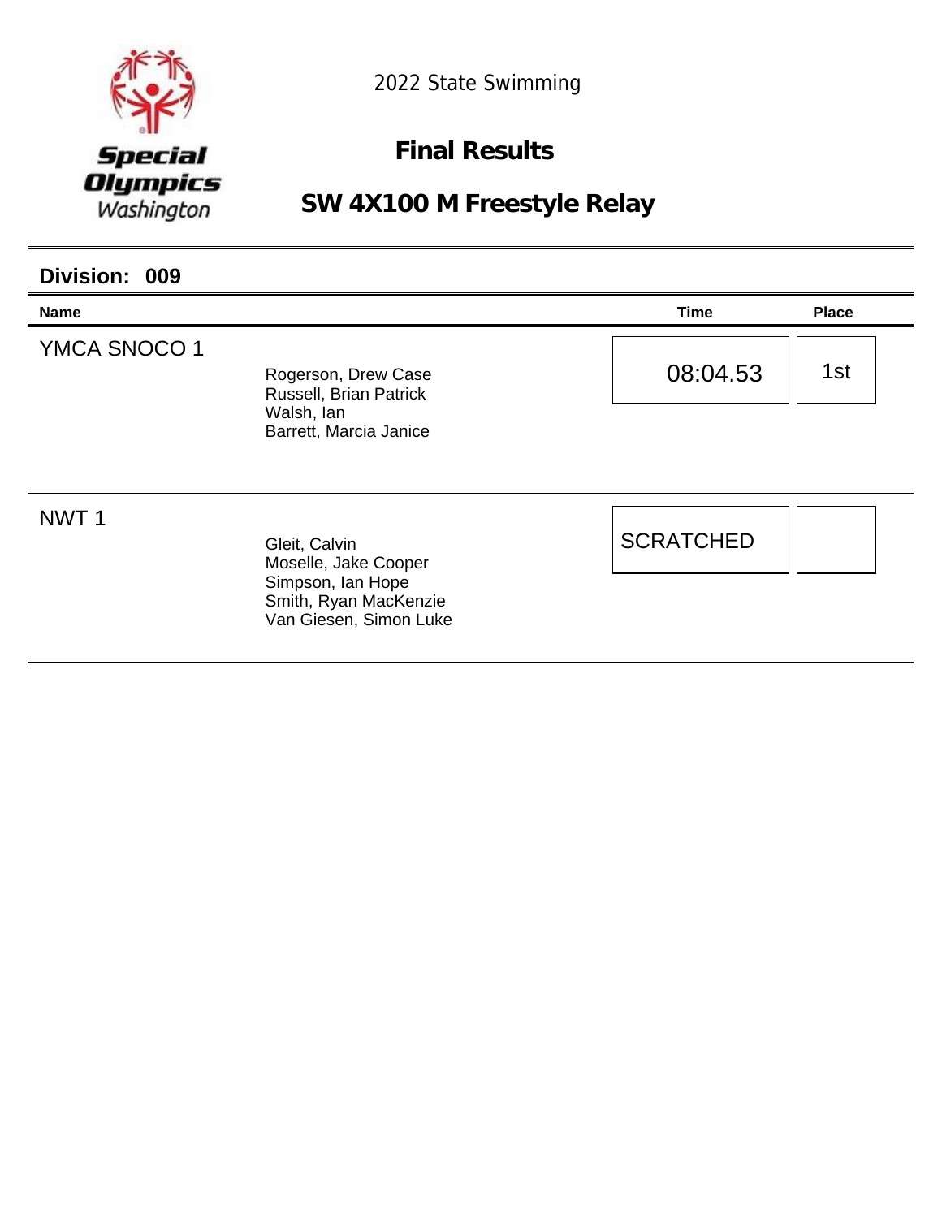Special Olympics Washington

2022 State Swimming

# Final Results

## SW 4X100 M Freestyle Relay

### Division: 009

| Name | | Time | Place |
|---|---|---|---|
| YMCA SNOCO 1 | Rogerson, Drew Case<br>Russell, Brian Patrick<br>Walsh, Ian<br>Barrett, Marcia Janice | 08:04.53 | 1st |
| NWT 1 | Gleit, Calvin<br>Moselle, Jake Cooper<br>Simpson, Ian Hope<br>Smith, Ryan MacKenzie<br>Van Giesen, Simon Luke | SCRATCHED | |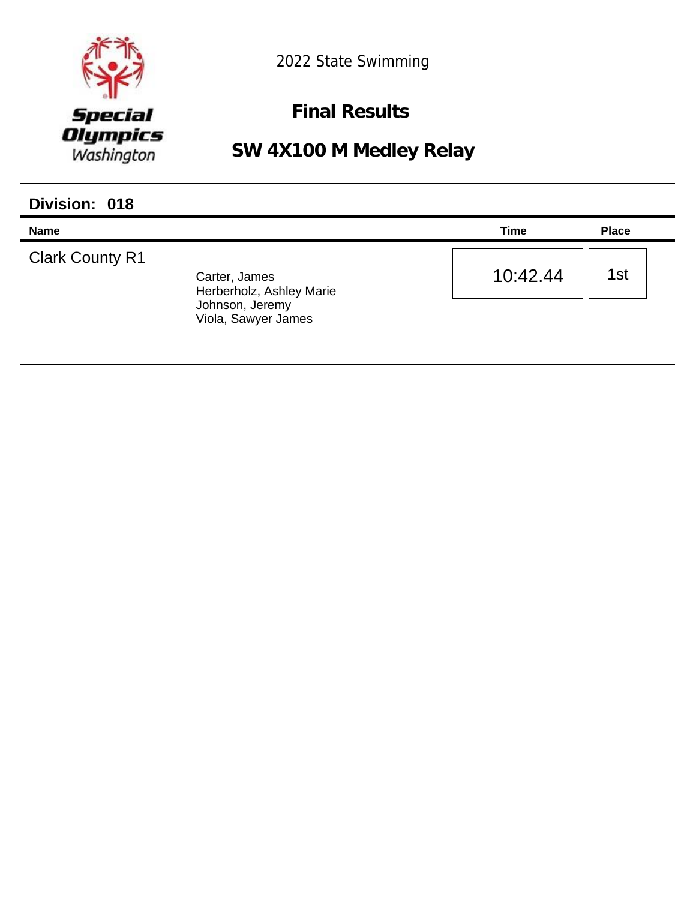2022 State Swimming

# Final Results

## SW 4X100 M Medley Relay

### Division: 018

| Name | | Time | Place |
|---|---|---|---|
| Clark County R1 | Carter, James<br>Herberholz, Ashley Marie<br>Johnson, Jeremy<br>Viola, Sawyer James | 10:42.44 | 1st |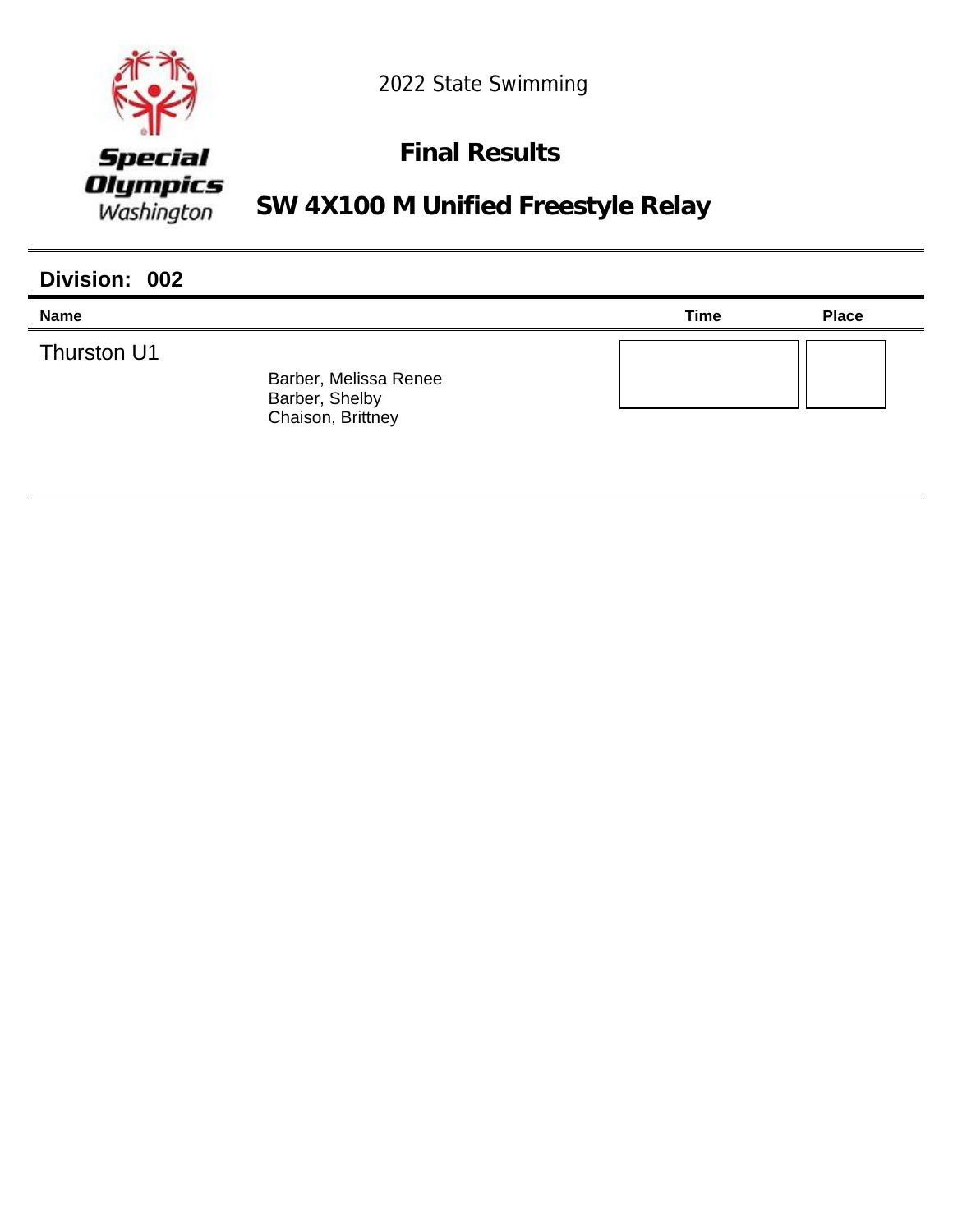Special Olympics Washington

2022 State Swimming

# Final Results

## SW 4X100 M Unified Freestyle Relay

### Division: 002

| Name | | Time | Place |
|---|---|---|---|
| Thurston U1 | Barber, Melissa Renee<br>Barber, Shelby<br>Chaison, Brittney | | |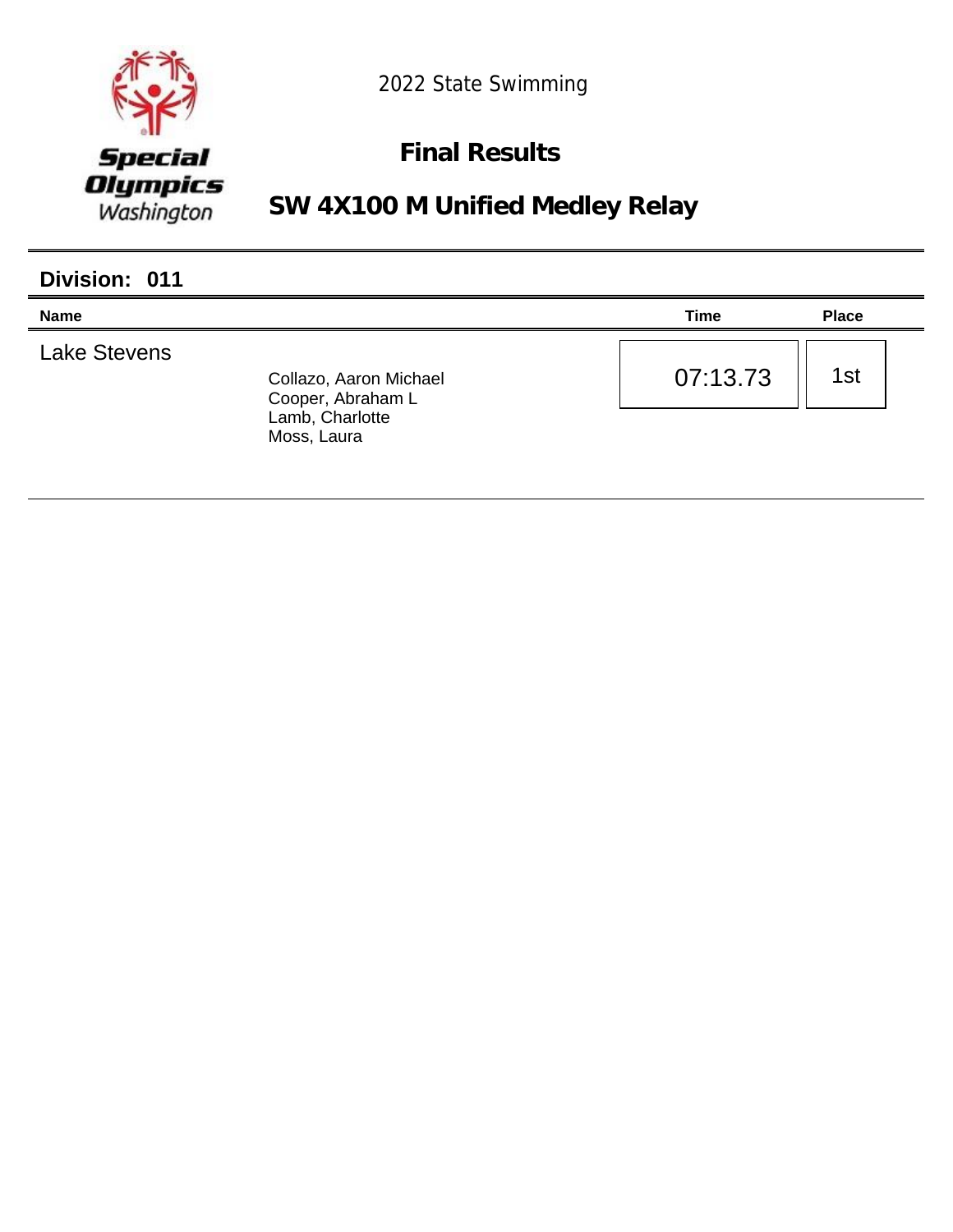2022 State Swimming

# Final Results

## SW 4X100 M Unified Medley Relay

### Division: 011

| Name | | Time | Place |
|---|---|---|---|
| Lake Stevens | Collazo, Aaron Michael<br>Cooper, Abraham L<br>Lamb, Charlotte<br>Moss, Laura | 07:13.73 | 1st |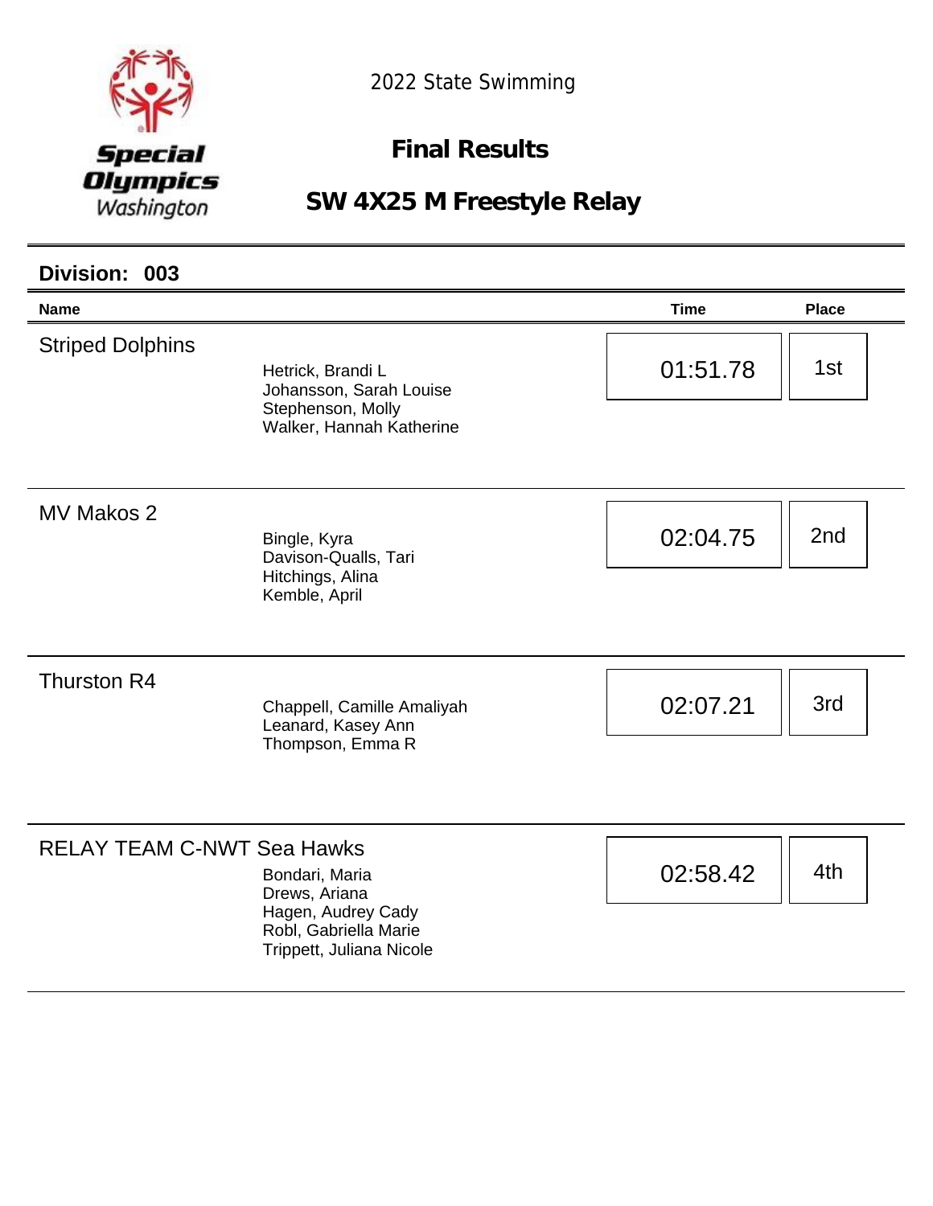Special Olympics Washington

2022 State Swimming

# Final Results

## SW 4X25 M Freestyle Relay

### Division: 003

| Name | | Time | Place |
|---|---|---|---|
| Striped Dolphins | Hetrick, Brandi L<br>Johansson, Sarah Louise<br>Stephenson, Molly<br>Walker, Hannah Katherine | 01:51.78 | 1st |
| MV Makos 2 | Bingle, Kyra<br>Davison-Qualls, Tari<br>Hitchings, Alina<br>Kemble, April | 02:04.75 | 2nd |
| Thurston R4 | Chappell, Camille Amaliyah<br>Leanard, Kasey Ann<br>Thompson, Emma R | 02:07.21 | 3rd |
| RELAY TEAM C-NWT Sea Hawks | Bondari, Maria<br>Drews, Ariana<br>Hagen, Audrey Cady<br>Robl, Gabriella Marie<br>Trippett, Juliana Nicole | 02:58.42 | 4th |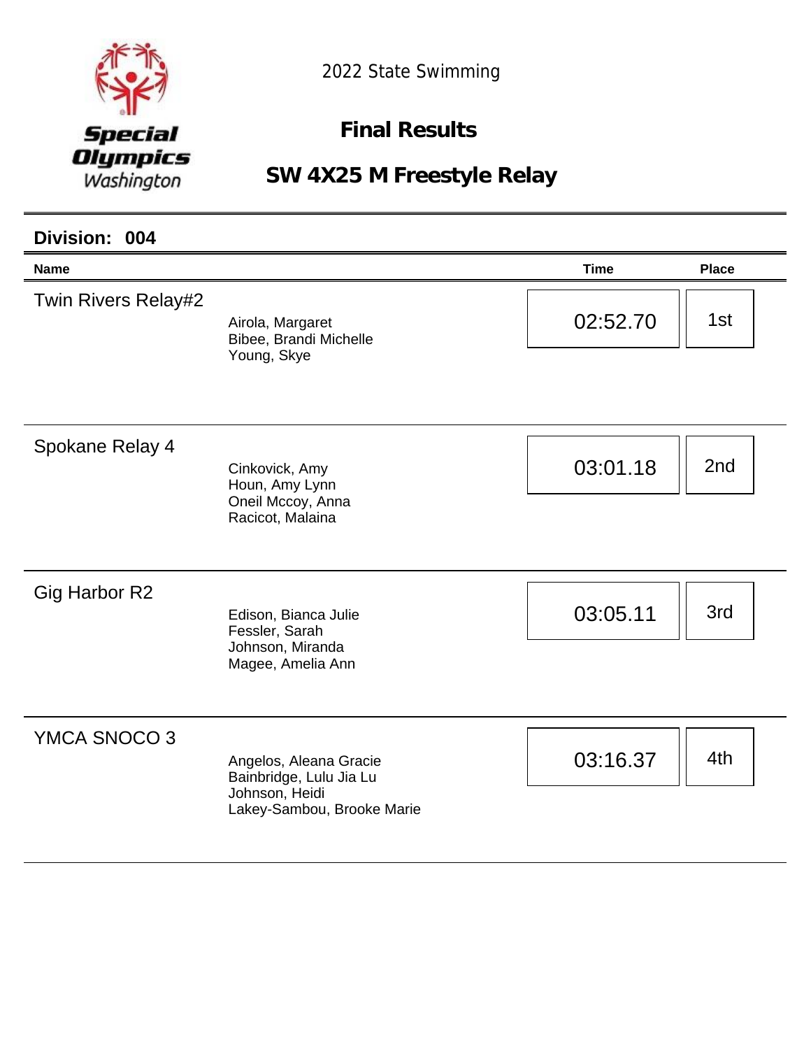Special Olympics Washington

2022 State Swimming

# Final Results

## SW 4X25 M Freestyle Relay

### Division: 004

| Name | | Time | Place |
|---|---|---|---|
| Twin Rivers Relay#2 | Airola, Margaret<br>Bibee, Brandi Michelle<br>Young, Skye | 02:52.70 | 1st |
| Spokane Relay 4 | Cinkovick, Amy<br>Houn, Amy Lynn<br>Oneil Mccoy, Anna<br>Racicot, Malaina | 03:01.18 | 2nd |
| Gig Harbor R2 | Edison, Bianca Julie<br>Fessler, Sarah<br>Johnson, Miranda<br>Magee, Amelia Ann | 03:05.11 | 3rd |
| YMCA SNOCO 3 | Angelos, Aleana Gracie<br>Bainbridge, Lulu Jia Lu<br>Johnson, Heidi<br>Lakey-Sambou, Brooke Marie | 03:16.37 | 4th |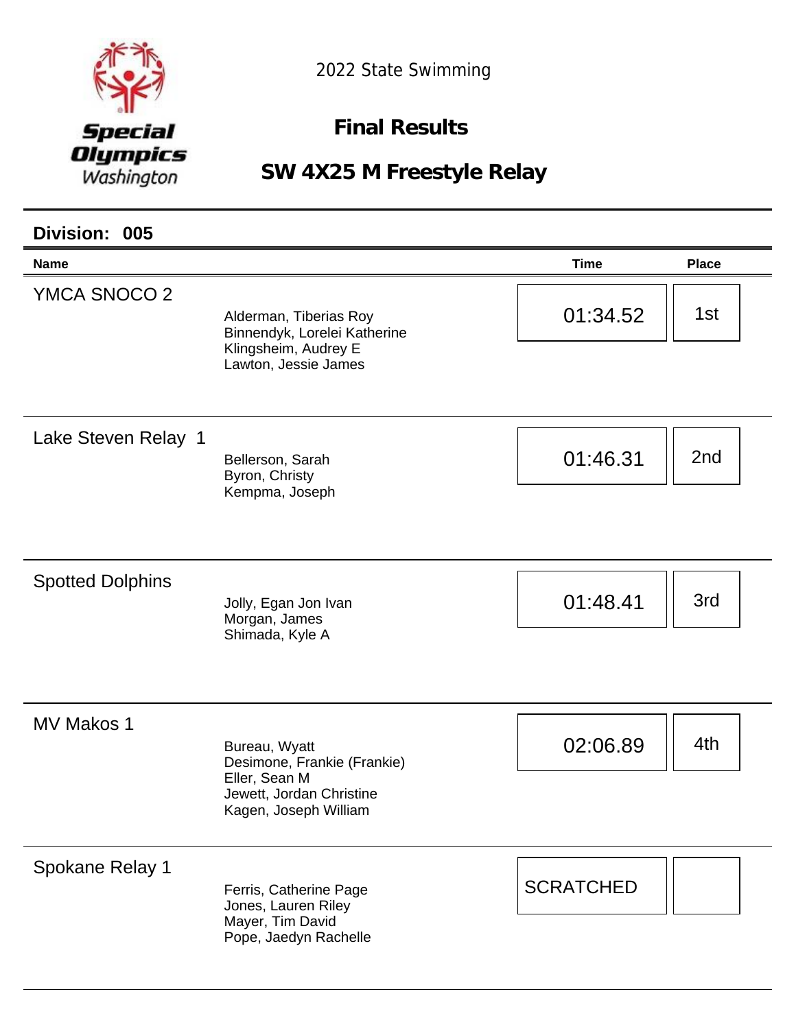Special Olympics Washington

2022 State Swimming

# Final Results

## SW 4X25 M Freestyle Relay

### Division: 005

| Name | | Time | Place |
|---|---|---|---|
| YMCA SNOCO 2 | Alderman, Tiberias Roy<br>Binnendyk, Lorelei Katherine<br>Klingsheim, Audrey E<br>Lawton, Jessie James | 01:34.52 | 1st |
| Lake Steven Relay 1 | Bellerson, Sarah<br>Byron, Christy<br>Kempma, Joseph | 01:46.31 | 2nd |
| Spotted Dolphins | Jolly, Egan Jon Ivan<br>Morgan, James<br>Shimada, Kyle A | 01:48.41 | 3rd |
| MV Makos 1 | Bureau, Wyatt<br>Desimone, Frankie (Frankie)<br>Eller, Sean M<br>Jewett, Jordan Christine<br>Kagen, Joseph William | 02:06.89 | 4th |
| Spokane Relay 1 | Ferris, Catherine Page<br>Jones, Lauren Riley<br>Mayer, Tim David<br>Pope, Jaedyn Rachelle | SCRATCHED | |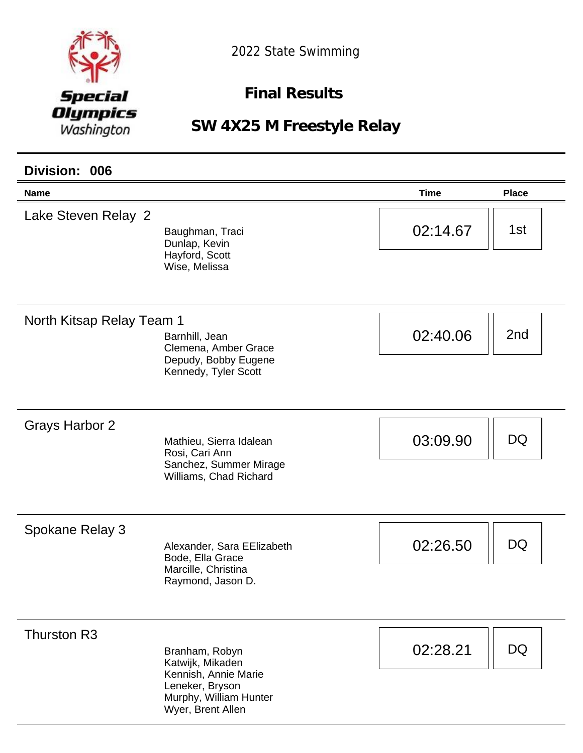2022 State Swimming

## Final Results

## SW 4X25 M Freestyle Relay

**Division: 006**

| Name | | Time | Place |
|---|---|---|---|
| Lake Steven Relay 2 | Baughman, Traci<br>Dunlap, Kevin<br>Hayford, Scott<br>Wise, Melissa | 02:14.67 | 1st |
| North Kitsap Relay Team 1 | Barnhill, Jean<br>Clemena, Amber Grace<br>Depudy, Bobby Eugene<br>Kennedy, Tyler Scott | 02:40.06 | 2nd |
| Grays Harbor 2 | Mathieu, Sierra Idalean<br>Rosi, Cari Ann<br>Sanchez, Summer Mirage<br>Williams, Chad Richard | 03:09.90 | DQ |
| Spokane Relay 3 | Alexander, Sara EElizabeth<br>Bode, Ella Grace<br>Marcille, Christina<br>Raymond, Jason D. | 02:26.50 | DQ |
| Thurston R3 | Branham, Robyn<br>Katwijk, Mikaden<br>Kennish, Annie Marie<br>Leneker, Bryson<br>Murphy, William Hunter<br>Wyer, Brent Allen | 02:28.21 | DQ |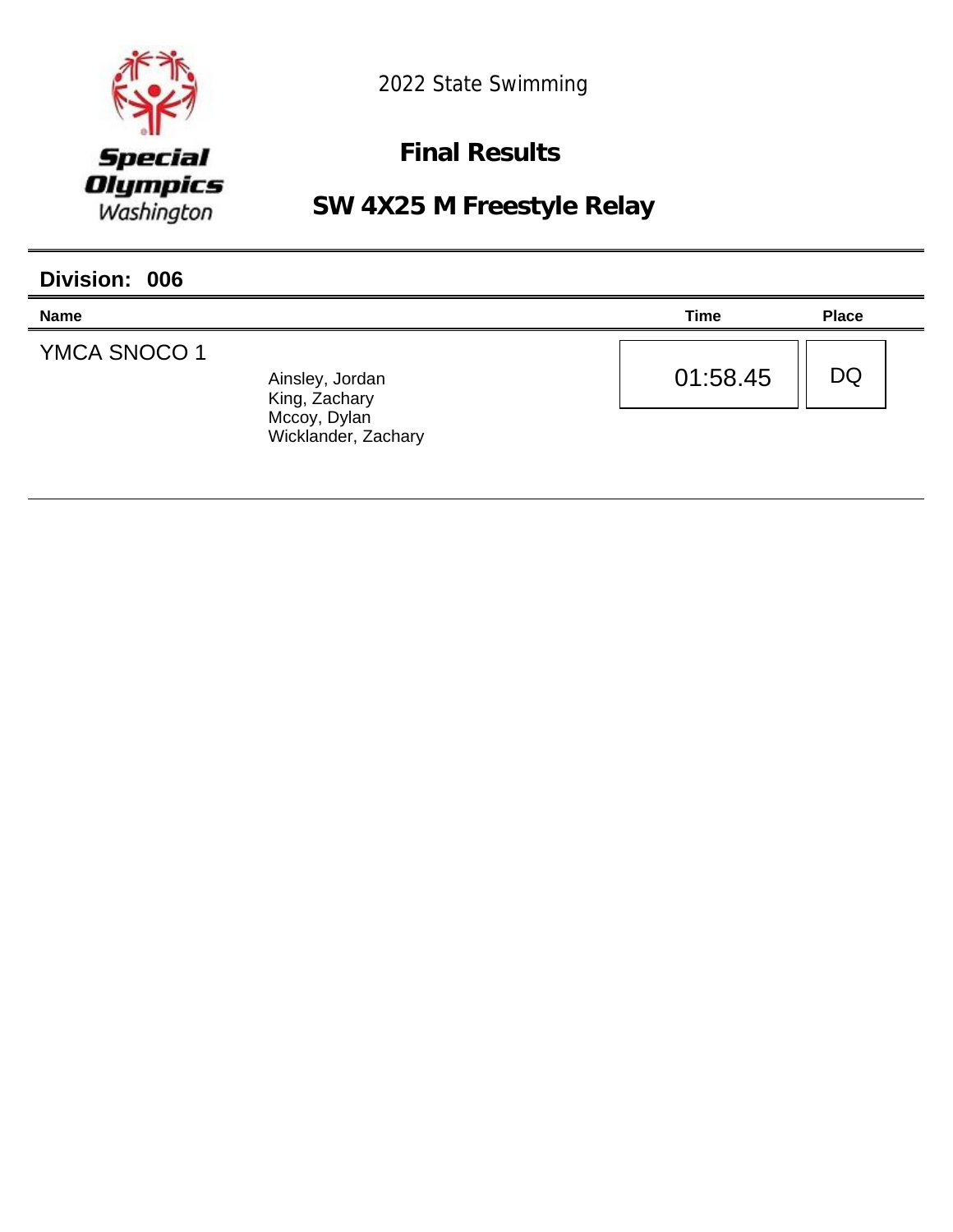Special Olympics Washington

2022 State Swimming

## Final Results

## SW 4X25 M Freestyle Relay

### Division: 006

| Name | | Time | Place |
| --- | --- | --- | --- |
| YMCA SNOCO 1 | Ainsley, Jordan<br>King, Zachary<br>Mccoy, Dylan<br>Wicklander, Zachary | 01:58.45 | DQ |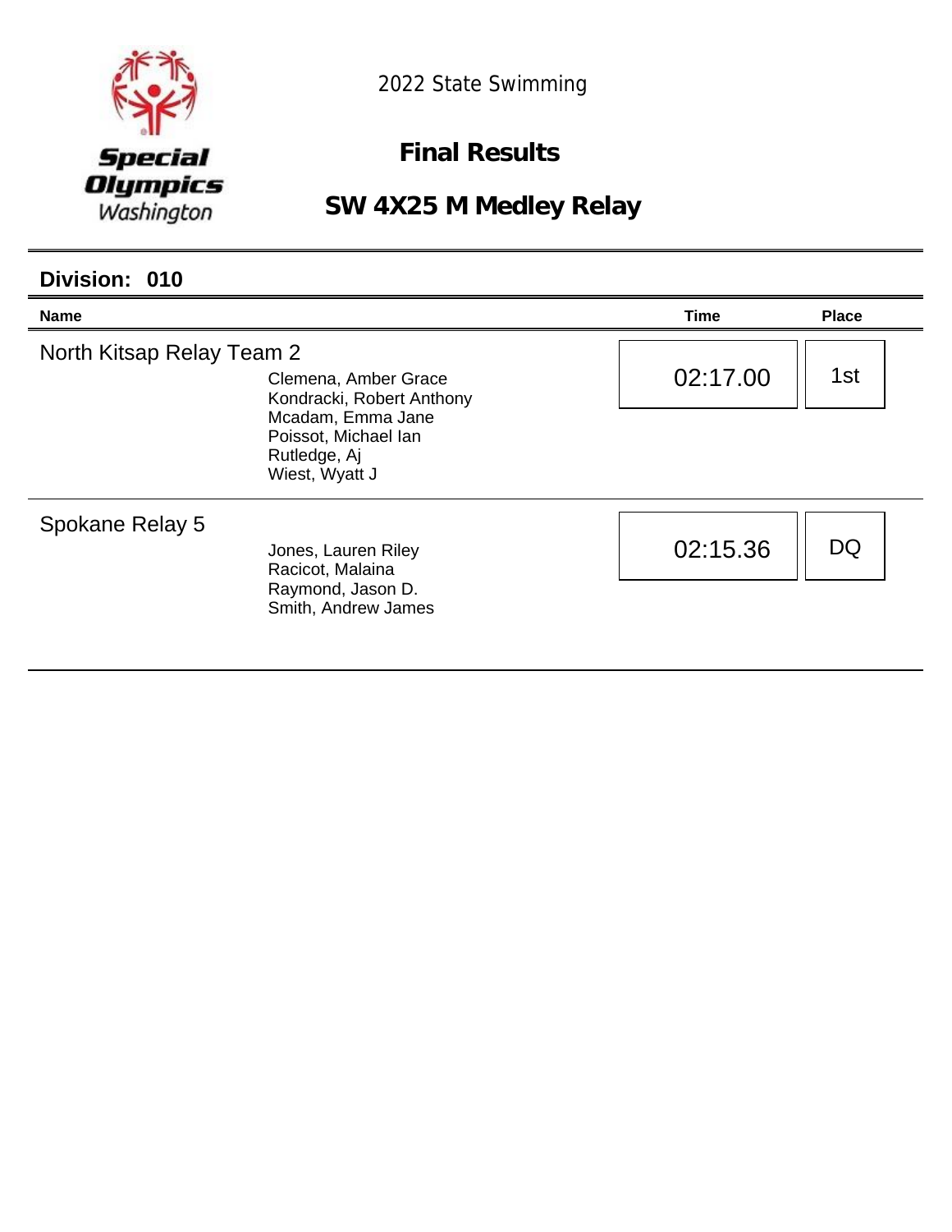Special Olympics Washington

2022 State Swimming

## Final Results

## SW 4X25 M Medley Relay

### Division: 010

| Name | | Time | Place |
|---|---|---|---|
| North Kitsap Relay Team 2 | Clemena, Amber Grace<br>Kondracki, Robert Anthony<br>Mcadam, Emma Jane<br>Poissot, Michael Ian<br>Rutledge, Aj<br>Wiest, Wyatt J | 02:17.00 | 1st |
| Spokane Relay 5 | Jones, Lauren Riley<br>Racicot, Malaina<br>Raymond, Jason D.<br>Smith, Andrew James | 02:15.36 | DQ |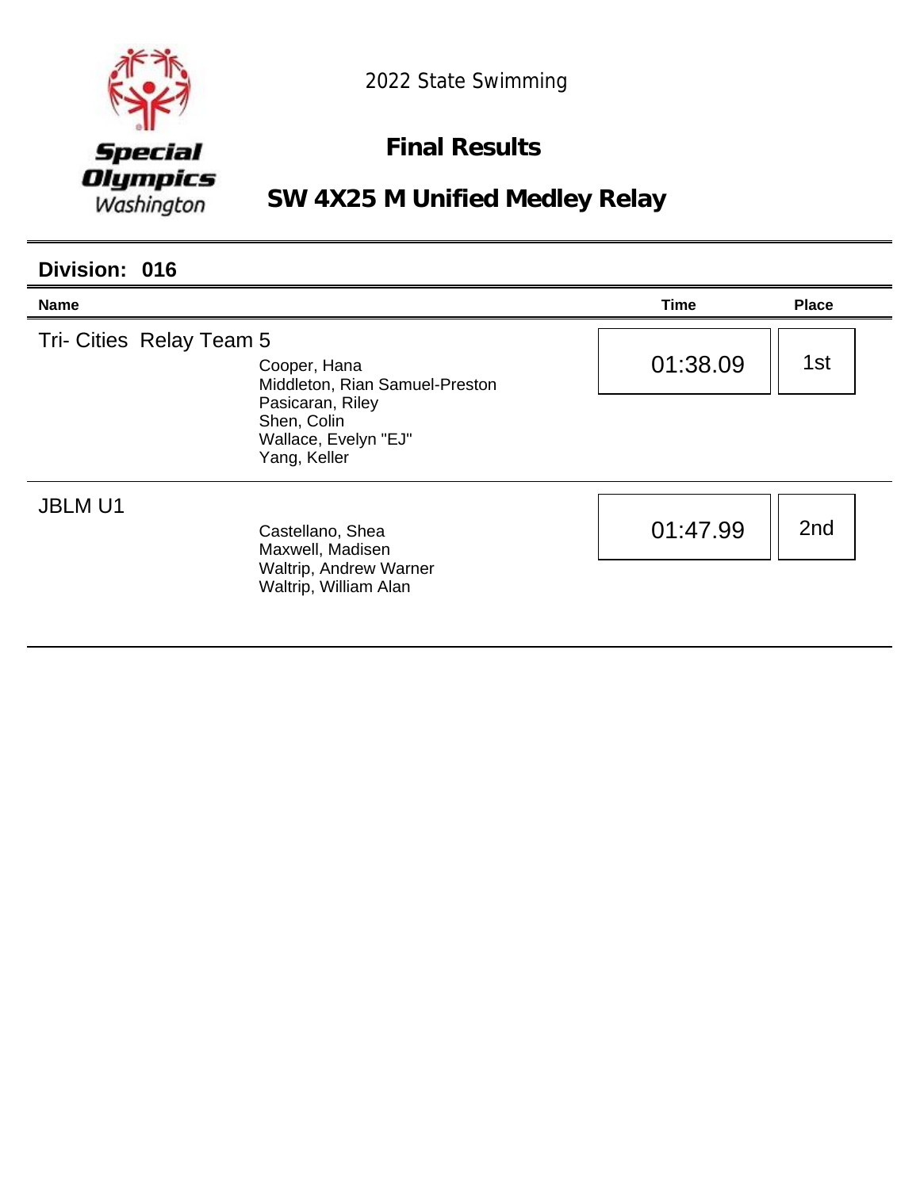Special Olympics Washington

2022 State Swimming

# Final Results

## SW 4X25 M Unified Medley Relay

### Division: 016

| Name | | Time | Place |
|---|---|---|---|
| Tri- Cities Relay Team 5 | Cooper, Hana<br>Middleton, Rian Samuel-Preston<br>Pasicaran, Riley<br>Shen, Colin<br>Wallace, Evelyn "EJ"<br>Yang, Keller | 01:38.09 | 1st |
| JBLM U1 | Castellano, Shea<br>Maxwell, Madisen<br>Waltrip, Andrew Warner<br>Waltrip, William Alan | 01:47.99 | 2nd |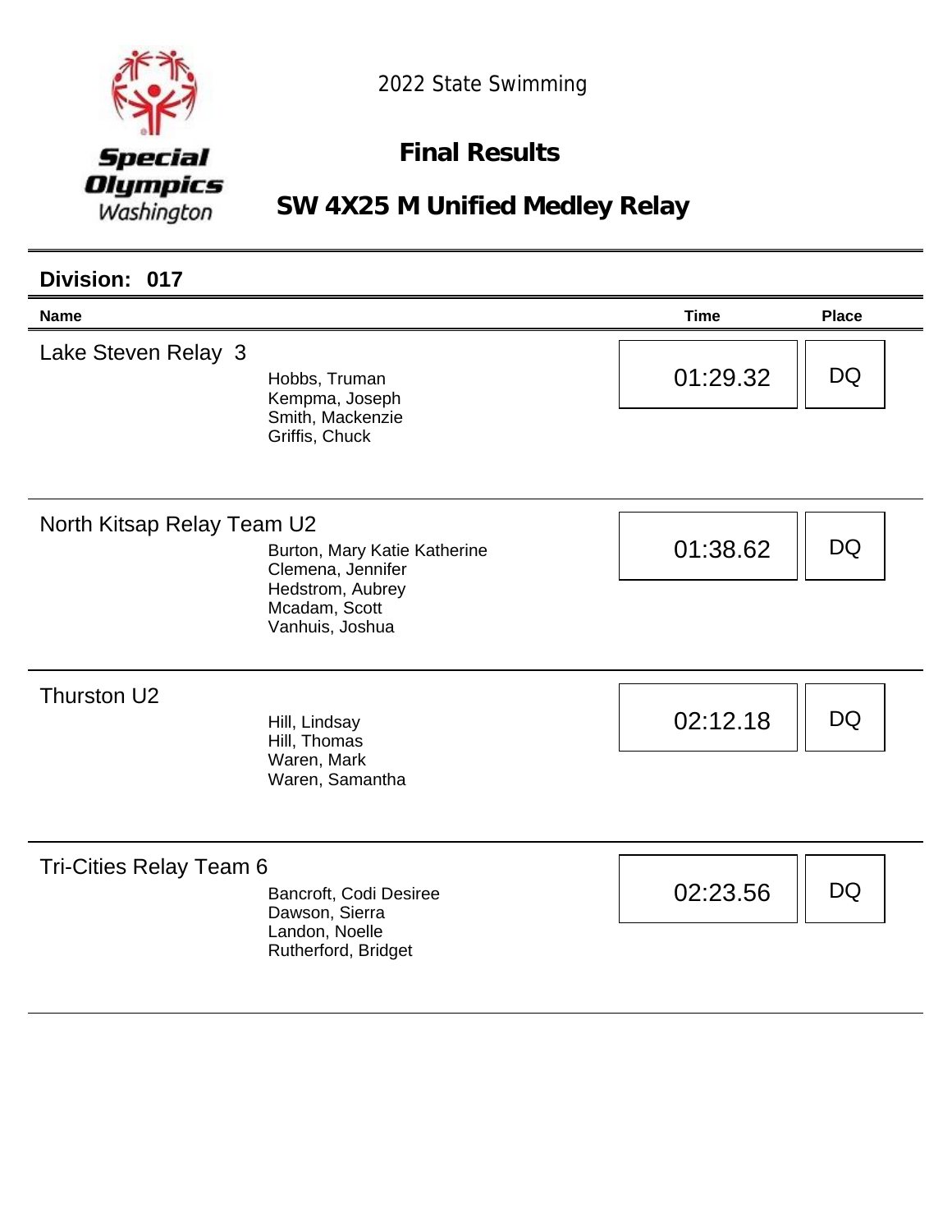2022 State Swimming

# Final Results

## SW 4X25 M Unified Medley Relay

### Division: 017

| Name | | Time | Place |
|---|---|---|---|
| Lake Steven Relay 3 | Hobbs, Truman<br>Kempma, Joseph<br>Smith, Mackenzie<br>Griffis, Chuck | 01:29.32 | DQ |
| North Kitsap Relay Team U2 | Burton, Mary Katie Katherine<br>Clemena, Jennifer<br>Hedstrom, Aubrey<br>Mcadam, Scott<br>Vanhuis, Joshua | 01:38.62 | DQ |
| Thurston U2 | Hill, Lindsay<br>Hill, Thomas<br>Waren, Mark<br>Waren, Samantha | 02:12.18 | DQ |
| Tri-Cities Relay Team 6 | Bancroft, Codi Desiree<br>Dawson, Sierra<br>Landon, Noelle<br>Rutherford, Bridget | 02:23.56 | DQ |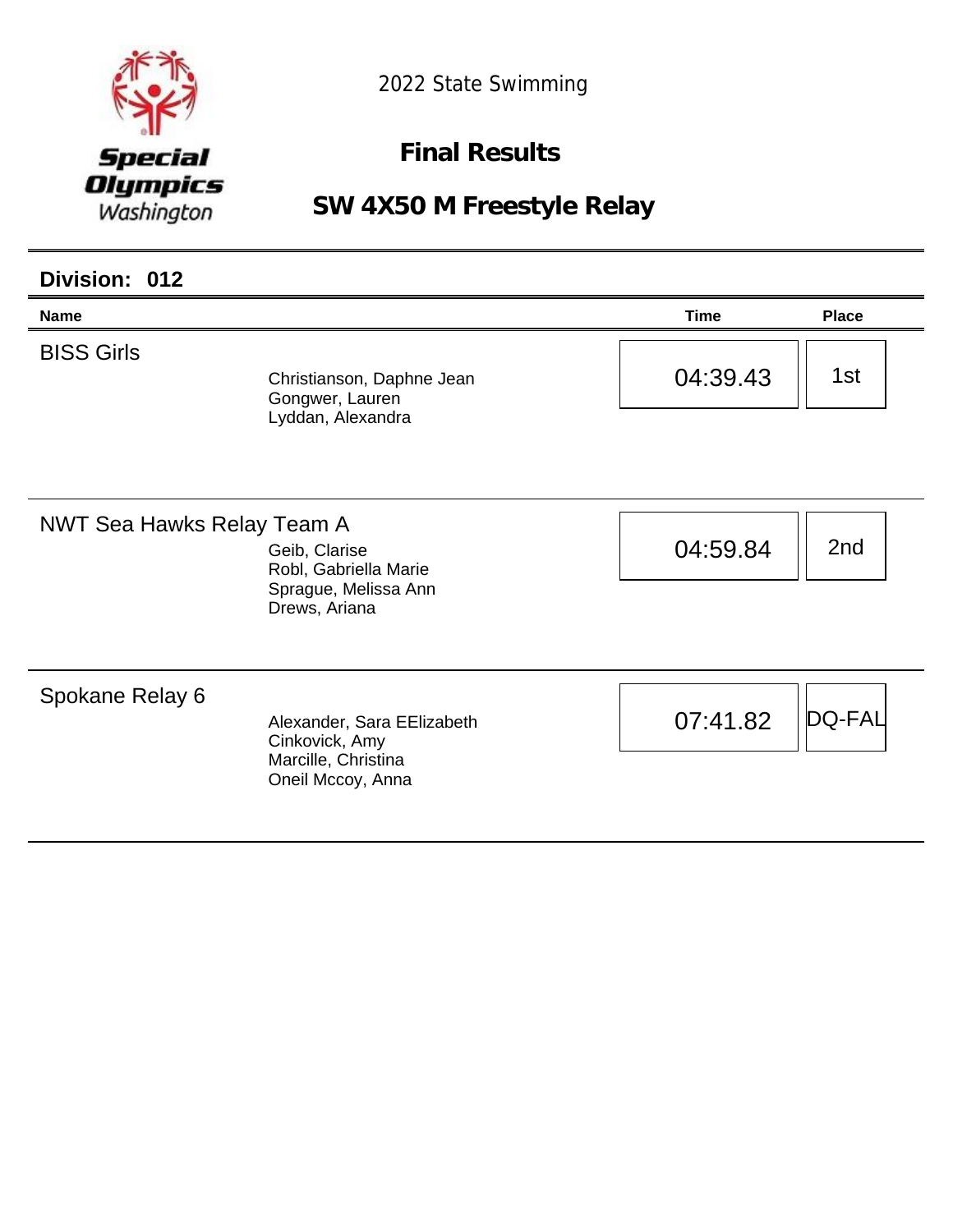Special Olympics Washington

2022 State Swimming

# Final Results

## SW 4X50 M Freestyle Relay

### Division: 012

| Name | | Time | Place |
|---|---|---|---|
| BISS Girls | Christianson, Daphne Jean<br>Gongwer, Lauren<br>Lyddan, Alexandra | 04:39.43 | 1st |
| NWT Sea Hawks Relay Team A | Geib, Clarise<br>Robl, Gabriella Marie<br>Sprague, Melissa Ann<br>Drews, Ariana | 04:59.84 | 2nd |
| Spokane Relay 6 | Alexander, Sara EElizabeth<br>Cinkovick, Amy<br>Marcille, Christina<br>Oneil Mccoy, Anna | 07:41.82 | DQ-FAL |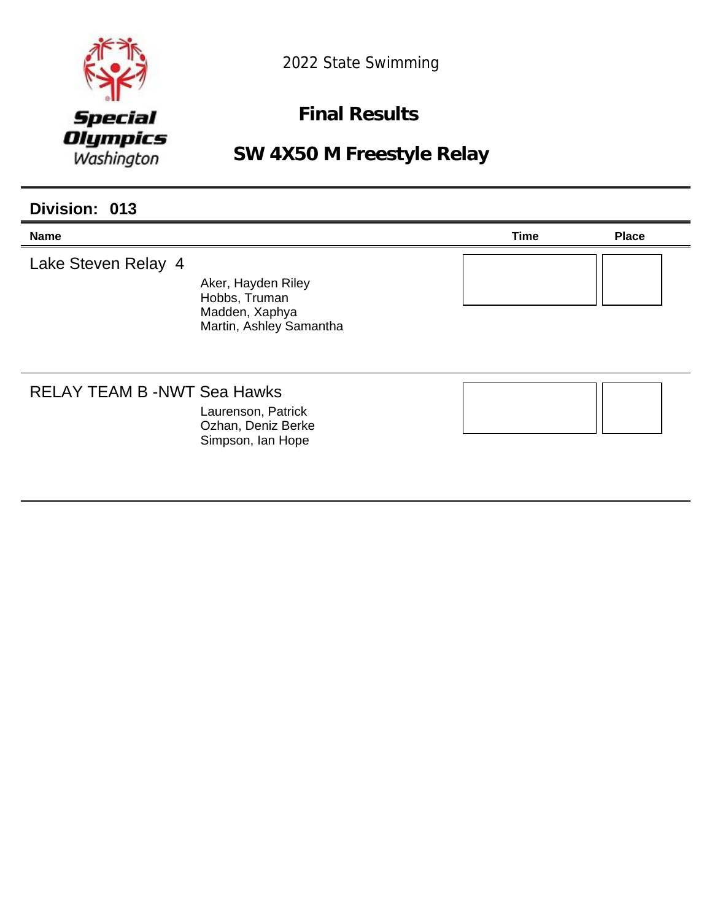Special Olympics Washington

2022 State Swimming

## Final Results

## SW 4X50 M Freestyle Relay

### Division: 013

| Name | | Time | Place |
|---|---|---|---|
| Lake Steven Relay 4 | Aker, Hayden Riley<br>Hobbs, Truman<br>Madden, Xaphya<br>Martin, Ashley Samantha | | |
| RELAY TEAM B -NWT Sea Hawks | Laurenson, Patrick<br>Ozhan, Deniz Berke<br>Simpson, Ian Hope | | |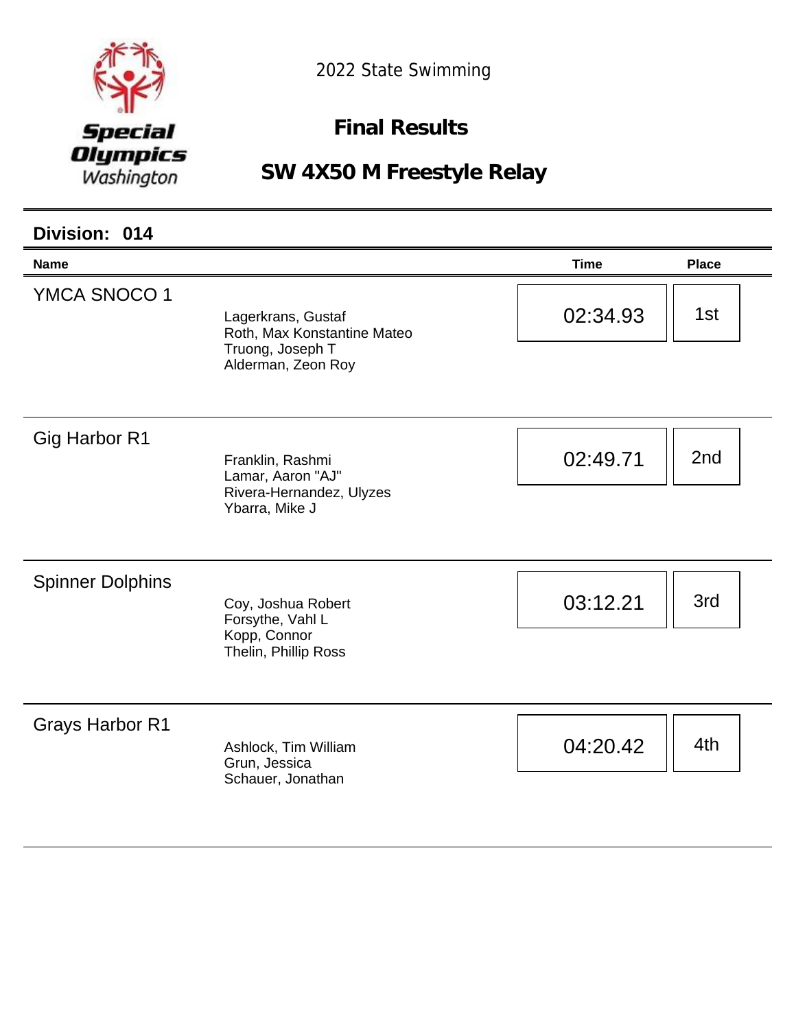Special Olympics Washington

2022 State Swimming

## Final Results

## SW 4X50 M Freestyle Relay

### Division: 014

| Name | | Time | Place |
|---|---|---|---|
| YMCA SNOCO 1 | Lagerkrans, Gustaf<br>Roth, Max Konstantine Mateo<br>Truong, Joseph T<br>Alderman, Zeon Roy | 02:34.93 | 1st |
| Gig Harbor R1 | Franklin, Rashmi<br>Lamar, Aaron "AJ"<br>Rivera-Hernandez, Ulyzes<br>Ybarra, Mike J | 02:49.71 | 2nd |
| Spinner Dolphins | Coy, Joshua Robert<br>Forsythe, Vahl L<br>Kopp, Connor<br>Thelin, Phillip Ross | 03:12.21 | 3rd |
| Grays Harbor R1 | Ashlock, Tim William<br>Grun, Jessica<br>Schauer, Jonathan | 04:20.42 | 4th |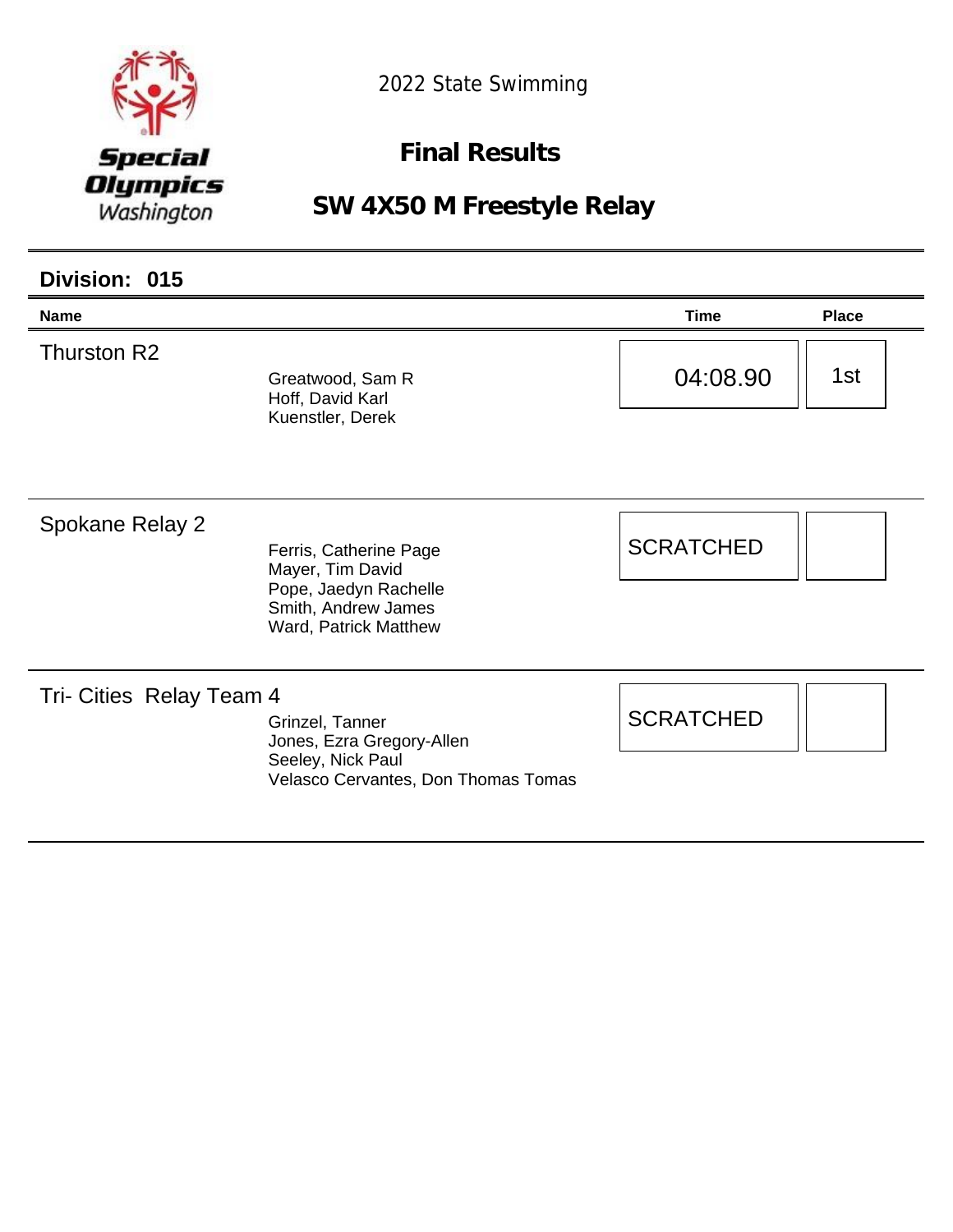Special Olympics Washington

2022 State Swimming

## Final Results

## SW 4X50 M Freestyle Relay

### Division: 015

| Name | | Time | Place |
|---|---|---|---|
| Thurston R2 | Greatwood, Sam R<br>Hoff, David Karl<br>Kuenstler, Derek | 04:08.90 | 1st |
| Spokane Relay 2 | Ferris, Catherine Page<br>Mayer, Tim David<br>Pope, Jaedyn Rachelle<br>Smith, Andrew James<br>Ward, Patrick Matthew | SCRATCHED | |
| Tri- Cities Relay Team 4 | Grinzel, Tanner<br>Jones, Ezra Gregory-Allen<br>Seeley, Nick Paul<br>Velasco Cervantes, Don Thomas Tomas | SCRATCHED | |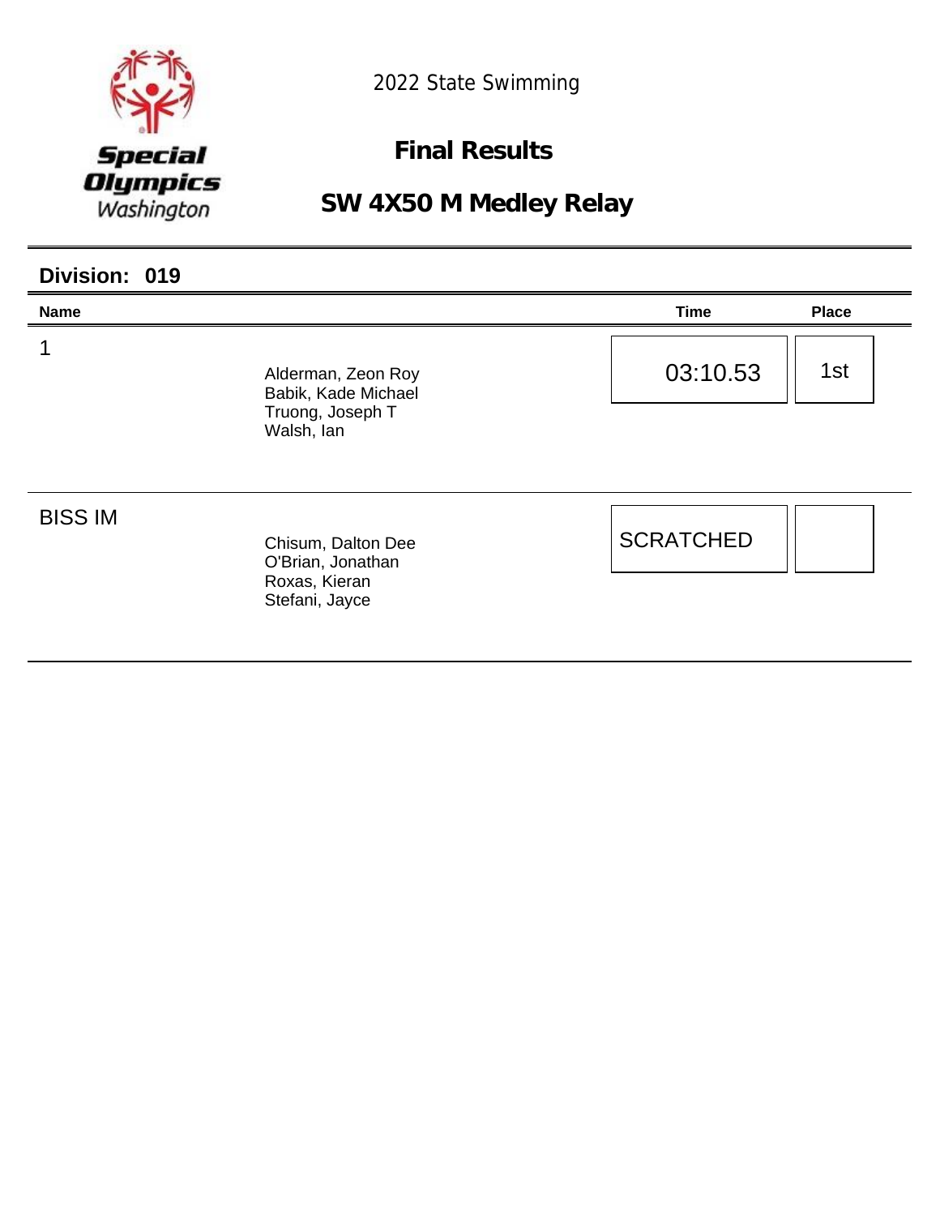Special Olympics Washington

2022 State Swimming

## Final Results

## SW 4X50 M Medley Relay

### Division: 019

| Name | | Time | Place |
|---|---|---|---|
| 1 | Alderman, Zeon Roy<br>Babik, Kade Michael<br>Truong, Joseph T<br>Walsh, Ian | 03:10.53 | 1st |
| BISS IM | Chisum, Dalton Dee<br>O'Brian, Jonathan<br>Roxas, Kieran<br>Stefani, Jayce | SCRATCHED | |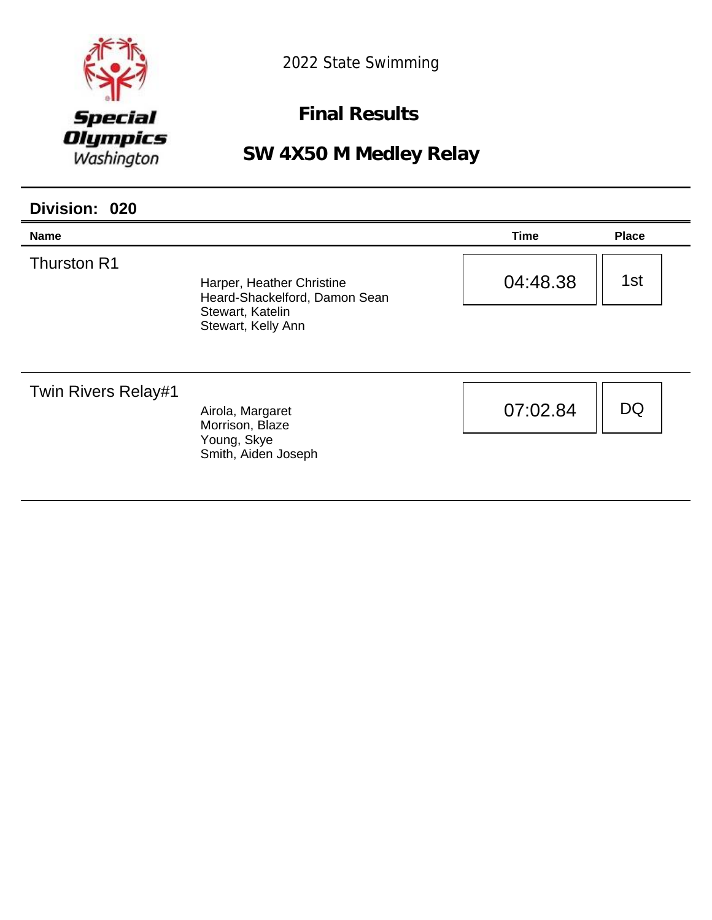Special Olympics Washington

2022 State Swimming

## Final Results

## SW 4X50 M Medley Relay

### Division: 020

| Name | | Time | Place |
|---|---|---|---|
| Thurston R1 | Harper, Heather Christine<br>Heard-Shackelford, Damon Sean<br>Stewart, Katelin<br>Stewart, Kelly Ann | 04:48.38 | 1st |
| Twin Rivers Relay#1 | Airola, Margaret<br>Morrison, Blaze<br>Young, Skye<br>Smith, Aiden Joseph | 07:02.84 | DQ |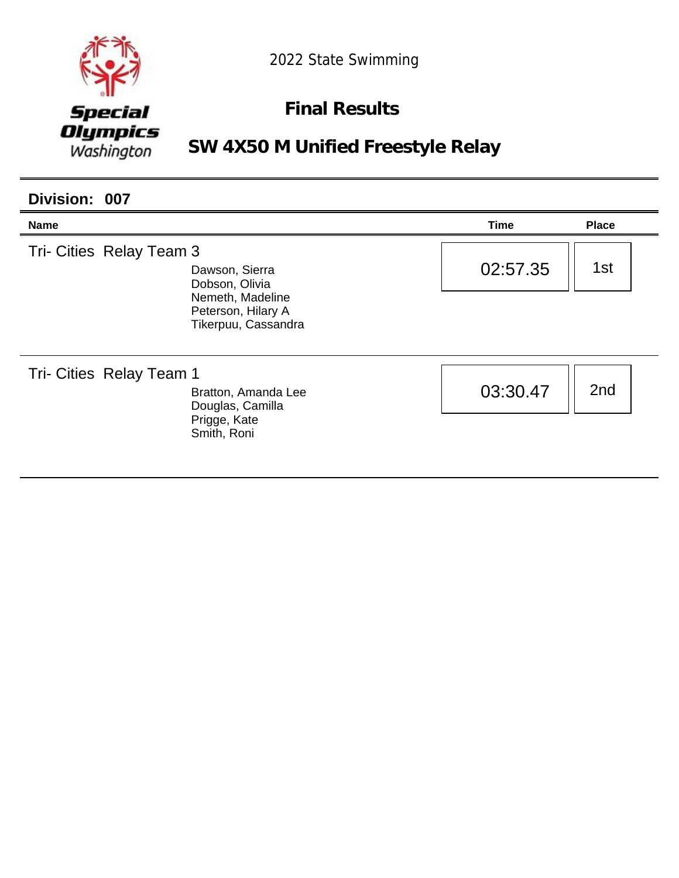Special Olympics Washington

2022 State Swimming

## Final Results

## SW 4X50 M Unified Freestyle Relay

### Division: 007

| Name | | Time | Place |
|---|---|---|---|
| Tri- Cities Relay Team 3 | Dawson, Sierra<br>Dobson, Olivia<br>Nemeth, Madeline<br>Peterson, Hilary A<br>Tikerpuu, Cassandra | 02:57.35 | 1st |
| Tri- Cities Relay Team 1 | Bratton, Amanda Lee<br>Douglas, Camilla<br>Prigge, Kate<br>Smith, Roni | 03:30.47 | 2nd |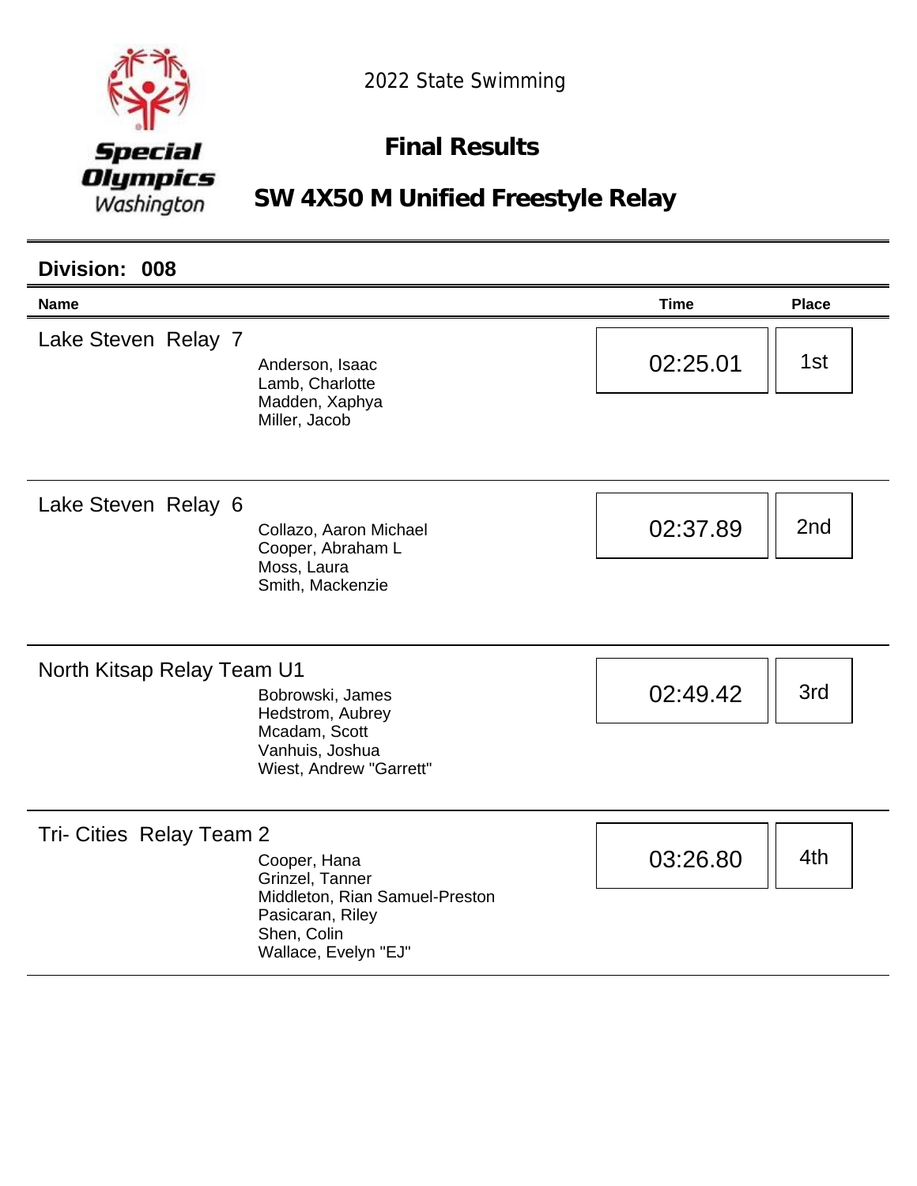Special Olympics Washington

2022 State Swimming

## Final Results

## SW 4X50 M Unified Freestyle Relay

### Division: 008

| Name | | Time | Place |
|---|---|---|---|
| Lake Steven Relay 7 | Anderson, Isaac<br>Lamb, Charlotte<br>Madden, Xaphya<br>Miller, Jacob | 02:25.01 | 1st |
| Lake Steven Relay 6 | Collazo, Aaron Michael<br>Cooper, Abraham L<br>Moss, Laura<br>Smith, Mackenzie | 02:37.89 | 2nd |
| North Kitsap Relay Team U1 | Bobrowski, James<br>Hedstrom, Aubrey<br>Mcadam, Scott<br>Vanhuis, Joshua<br>Wiest, Andrew "Garrett" | 02:49.42 | 3rd |
| Tri- Cities Relay Team 2 | Cooper, Hana<br>Grinzel, Tanner<br>Middleton, Rian Samuel-Preston<br>Pasicaran, Riley<br>Shen, Colin<br>Wallace, Evelyn "EJ" | 03:26.80 | 4th |